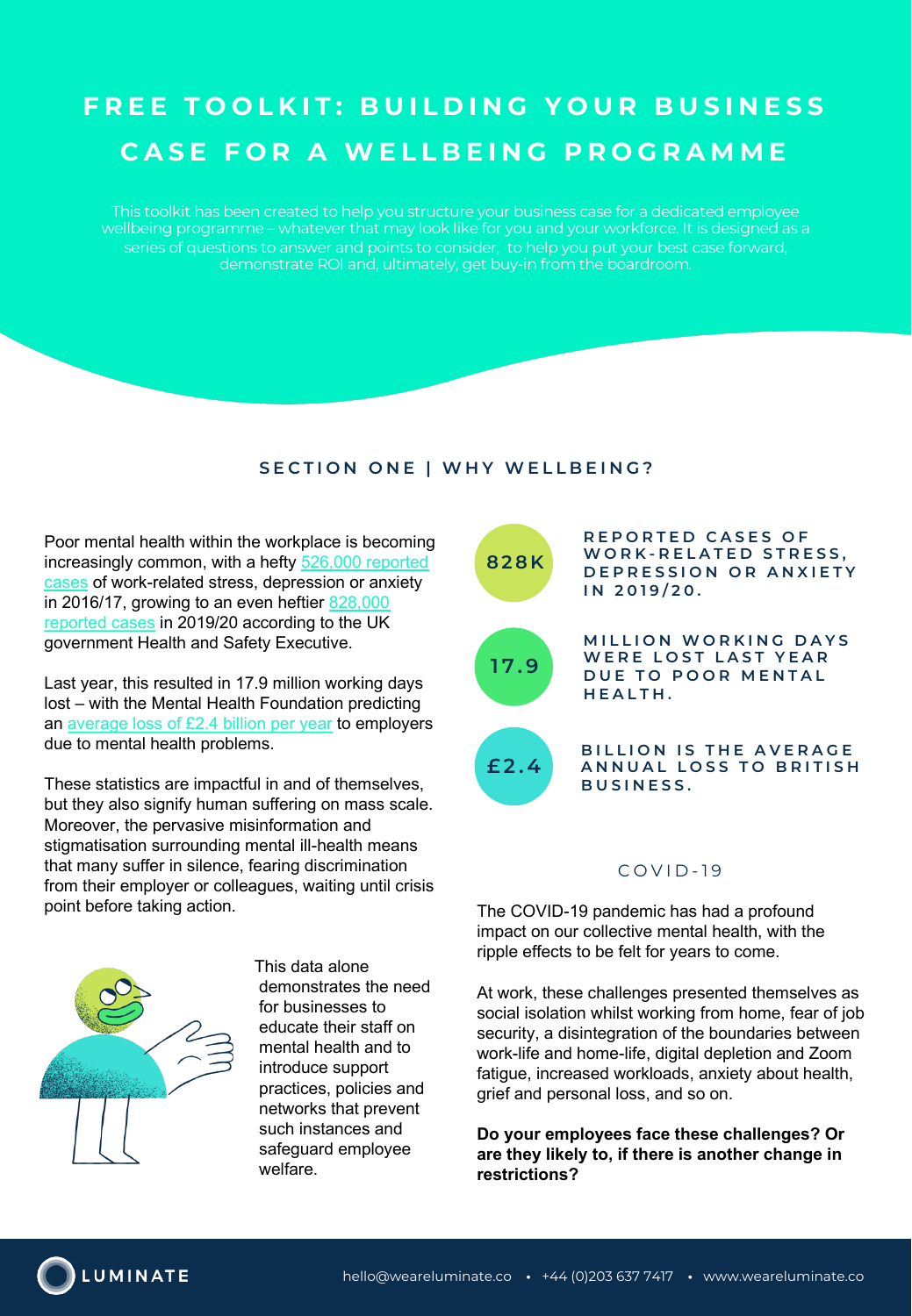# FREE TOOLKIT: BUILDING YOUR BUSINESS CASE FOR A WELLBEING PROGRAMME

This toolkit has been created to help you structure your business case for a dedicated employee wellbeing programme – whatever that may look like for you and your workforce. It is designed as a series of questions to answer and points to consider, to help you put your best case forward, demonstrate ROI and, ultimately, get buy-in from the boardroom.

## SECTION ONE | WHY WELLBEING?

Poor mental health within the workplace is becoming increasingly common, with a hefty 526,000 reported cases of work-related stress, depression or anxiety in 2016/17, growing to an even heftier 828,000 reported cases in 2019/20 according to the UK government Health and Safety Executive.

Last year, this resulted in 17.9 million working days lost – with the Mental Health Foundation predicting an average loss of £2.4 billion per year to employers due to mental health problems.

These statistics are impactful in and of themselves, but they also signify human suffering on mass scale. Moreover, the pervasive misinformation and stigmatisation surrounding mental ill-health means that many suffer in silence, fearing discrimination from their employer or colleagues, waiting until crisis point before taking action.

This data alone demonstrates the need for businesses to educate their staff on mental health and to introduce support practices, policies and networks that prevent such instances and safeguard employee welfare.

**828K** — REPORTED CASES OF WORK-RELATED STRESS, DEPRESSION OR ANXIETY IN 2019/20.

**17.9** — MILLION WORKING DAYS WERE LOST LAST YEAR DUE TO POOR MENTAL HEALTH.

**£2.4** — BILLION IS THE AVERAGE ANNUAL LOSS TO BRITISH BUSINESS.

### COVID-19

The COVID-19 pandemic has had a profound impact on our collective mental health, with the ripple effects to be felt for years to come.

At work, these challenges presented themselves as social isolation whilst working from home, fear of job security, a disintegration of the boundaries between work-life and home-life, digital depletion and Zoom fatigue, increased workloads, anxiety about health, grief and personal loss, and so on.

**Do your employees face these challenges? Or are they likely to, if there is another change in restrictions?**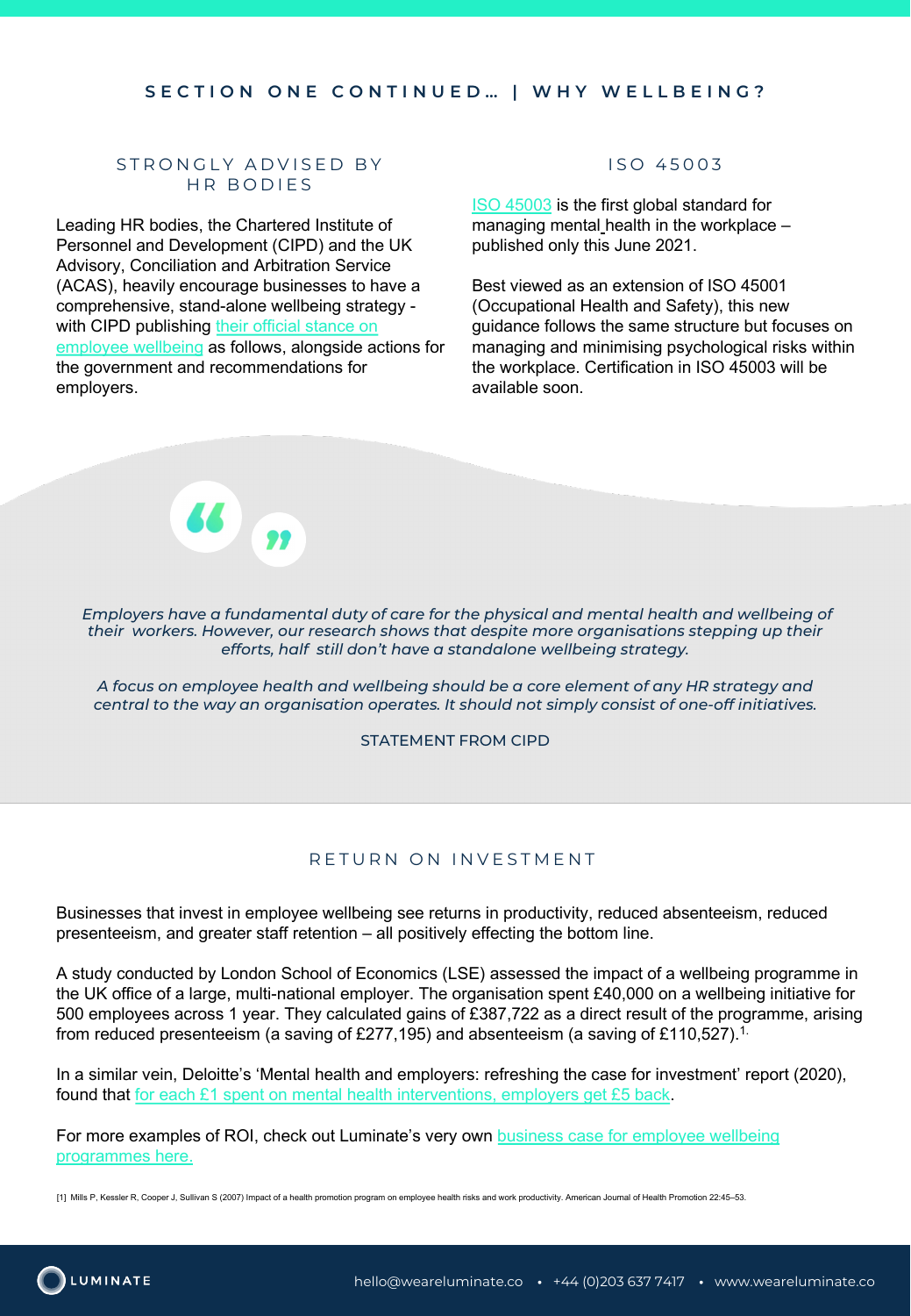## SECTION ONE CONTINUED… | WHY WELLBEING?

### STRONGLY ADVISED BY HR BODIES

Leading HR bodies, the Chartered Institute of Personnel and Development (CIPD) and the UK Advisory, Conciliation and Arbitration Service (ACAS), heavily encourage businesses to have a comprehensive, stand-alone wellbeing strategy - with CIPD publishing their official stance on employee wellbeing as follows, alongside actions for the government and recommendations for employers.

### ISO 45003

ISO 45003 is the first global standard for managing mental health in the workplace – published only this June 2021.

Best viewed as an extension of ISO 45001 (Occupational Health and Safety), this new guidance follows the same structure but focuses on managing and minimising psychological risks within the workplace. Certification in ISO 45003 will be available soon.

> *Employers have a fundamental duty of care for the physical and mental health and wellbeing of their workers. However, our research shows that despite more organisations stepping up their efforts, half still don't have a standalone wellbeing strategy.*
>
> *A focus on employee health and wellbeing should be a core element of any HR strategy and central to the way an organisation operates. It should not simply consist of one-off initiatives.*
>
> STATEMENT FROM CIPD

### RETURN ON INVESTMENT

Businesses that invest in employee wellbeing see returns in productivity, reduced absenteeism, reduced presenteeism, and greater staff retention – all positively effecting the bottom line.

A study conducted by London School of Economics (LSE) assessed the impact of a wellbeing programme in the UK office of a large, multi-national employer. The organisation spent £40,000 on a wellbeing initiative for 500 employees across 1 year. They calculated gains of £387,722 as a direct result of the programme, arising from reduced presenteeism (a saving of £277,195) and absenteeism (a saving of £110,527).[1]

In a similar vein, Deloitte's 'Mental health and employers: refreshing the case for investment' report (2020), found that for each £1 spent on mental health interventions, employers get £5 back.

For more examples of ROI, check out Luminate's very own business case for employee wellbeing programmes here.

[1] Mills P, Kessler R, Cooper J, Sullivan S (2007) Impact of a health promotion program on employee health risks and work productivity. American Journal of Health Promotion 22:45–53.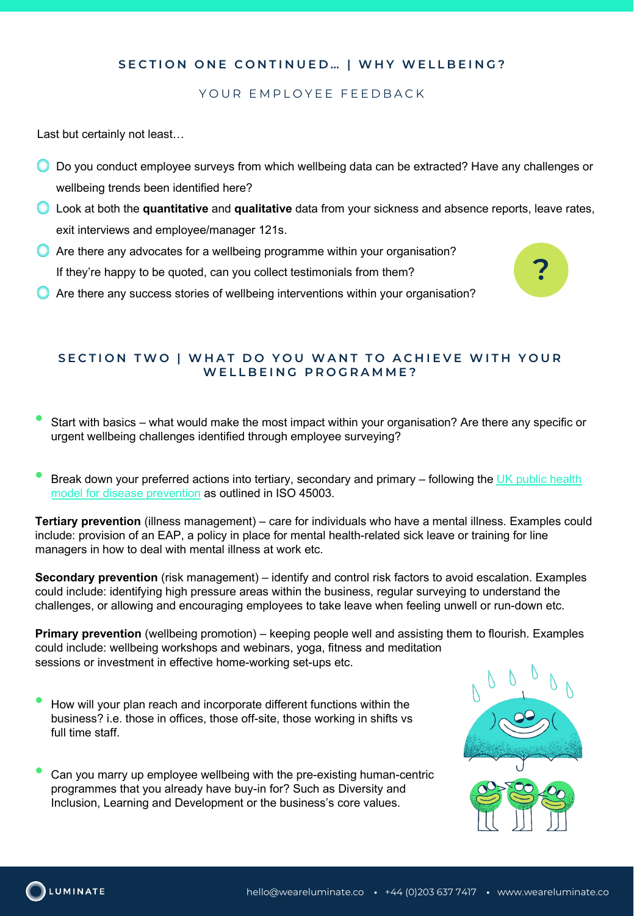## SECTION ONE CONTINUED… | WHY WELLBEING?

### YOUR EMPLOYEE FEEDBACK

Last but certainly not least…

- Do you conduct employee surveys from which wellbeing data can be extracted? Have any challenges or wellbeing trends been identified here?
- Look at both the **quantitative** and **qualitative** data from your sickness and absence reports, leave rates, exit interviews and employee/manager 121s.
- Are there any advocates for a wellbeing programme within your organisation? If they're happy to be quoted, can you collect testimonials from them?
- Are there any success stories of wellbeing interventions within your organisation?

## SECTION TWO | WHAT DO YOU WANT TO ACHIEVE WITH YOUR WELLBEING PROGRAMME?

- Start with basics – what would make the most impact within your organisation? Are there any specific or urgent wellbeing challenges identified through employee surveying?

- Break down your preferred actions into tertiary, secondary and primary – following the UK public health model for disease prevention as outlined in ISO 45003.

**Tertiary prevention** (illness management) – care for individuals who have a mental illness. Examples could include: provision of an EAP, a policy in place for mental health-related sick leave or training for line managers in how to deal with mental illness at work etc.

**Secondary prevention** (risk management) – identify and control risk factors to avoid escalation. Examples could include: identifying high pressure areas within the business, regular surveying to understand the challenges, or allowing and encouraging employees to take leave when feeling unwell or run-down etc.

**Primary prevention** (wellbeing promotion) – keeping people well and assisting them to flourish. Examples could include: wellbeing workshops and webinars, yoga, fitness and meditation sessions or investment in effective home-working set-ups etc.

- How will your plan reach and incorporate different functions within the business? i.e. those in offices, those off-site, those working in shifts vs full time staff.

- Can you marry up employee wellbeing with the pre-existing human-centric programmes that you already have buy-in for? Such as Diversity and Inclusion, Learning and Development or the business's core values.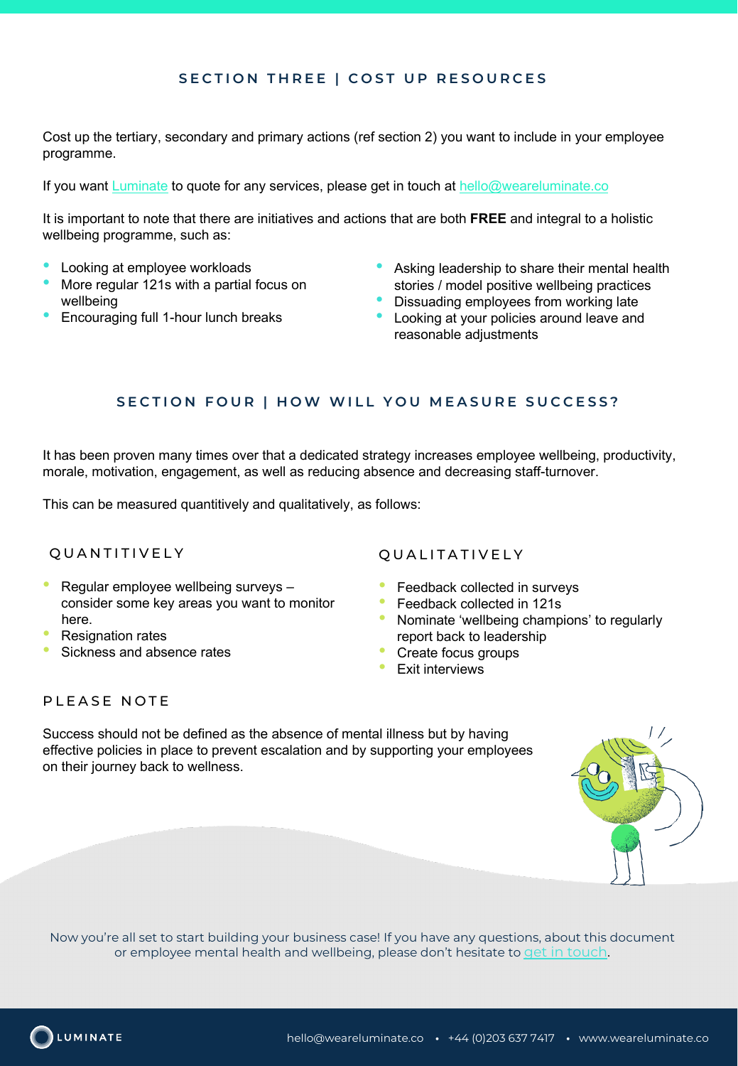## SECTION THREE | COST UP RESOURCES

Cost up the tertiary, secondary and primary actions (ref section 2) you want to include in your employee programme.

If you want Luminate to quote for any services, please get in touch at hello@weareluminate.co

It is important to note that there are initiatives and actions that are both **FREE** and integral to a holistic wellbeing programme, such as:

- Looking at employee workloads
- More regular 121s with a partial focus on wellbeing
- Encouraging full 1-hour lunch breaks
- Asking leadership to share their mental health stories / model positive wellbeing practices
- Dissuading employees from working late
- Looking at your policies around leave and reasonable adjustments

## SECTION FOUR | HOW WILL YOU MEASURE SUCCESS?

It has been proven many times over that a dedicated strategy increases employee wellbeing, productivity, morale, motivation, engagement, as well as reducing absence and decreasing staff-turnover.

This can be measured quantitively and qualitatively, as follows:

### QUANTITIVELY

- Regular employee wellbeing surveys – consider some key areas you want to monitor here.
- Resignation rates
- Sickness and absence rates

### QUALITATIVELY

- Feedback collected in surveys
- Feedback collected in 121s
- Nominate 'wellbeing champions' to regularly report back to leadership
- Create focus groups
- Exit interviews

### PLEASE NOTE

Success should not be defined as the absence of mental illness but by having effective policies in place to prevent escalation and by supporting your employees on their journey back to wellness.

Now you're all set to start building your business case! If you have any questions, about this document or employee mental health and wellbeing, please don't hesitate to get in touch.

LUMINATE

hello@weareluminate.co • +44 (0)203 637 7417 • www.weareluminate.co